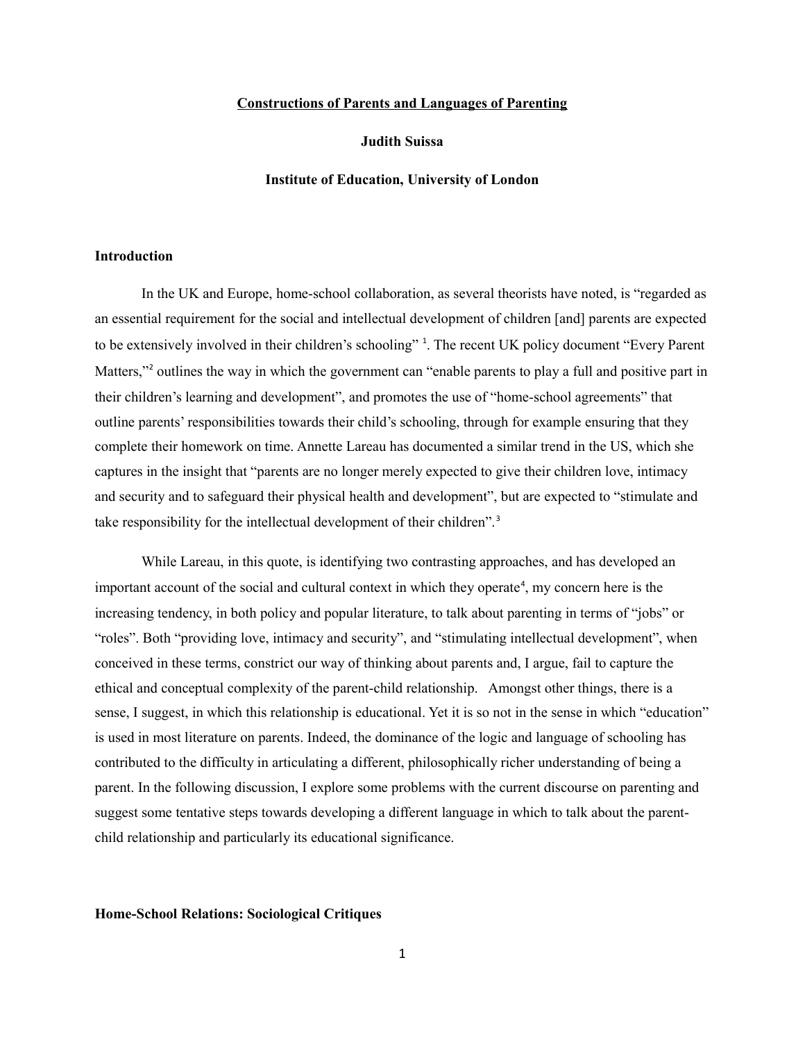# Constructions of Parents and Languages of Parenting

**Judith Suissa**

**Institute of Education, University of London**

## Introduction

In the UK and Europe, home-school collaboration, as several theorists have noted, is "regarded as an essential requirement for the social and intellectual development of children [and] parents are expected to be extensively involved in their children's schooling" [1]. The recent UK policy document "Every Parent Matters,"[2] outlines the way in which the government can "enable parents to play a full and positive part in their children's learning and development", and promotes the use of "home-school agreements" that outline parents' responsibilities towards their child's schooling, through for example ensuring that they complete their homework on time. Annette Lareau has documented a similar trend in the US, which she captures in the insight that "parents are no longer merely expected to give their children love, intimacy and security and to safeguard their physical health and development", but are expected to "stimulate and take responsibility for the intellectual development of their children".[3]

While Lareau, in this quote, is identifying two contrasting approaches, and has developed an important account of the social and cultural context in which they operate[4], my concern here is the increasing tendency, in both policy and popular literature, to talk about parenting in terms of "jobs" or "roles". Both "providing love, intimacy and security", and "stimulating intellectual development", when conceived in these terms, constrict our way of thinking about parents and, I argue, fail to capture the ethical and conceptual complexity of the parent-child relationship. Amongst other things, there is a sense, I suggest, in which this relationship is educational. Yet it is so not in the sense in which "education" is used in most literature on parents. Indeed, the dominance of the logic and language of schooling has contributed to the difficulty in articulating a different, philosophically richer understanding of being a parent. In the following discussion, I explore some problems with the current discourse on parenting and suggest some tentative steps towards developing a different language in which to talk about the parent-child relationship and particularly its educational significance.

## Home-School Relations: Sociological Critiques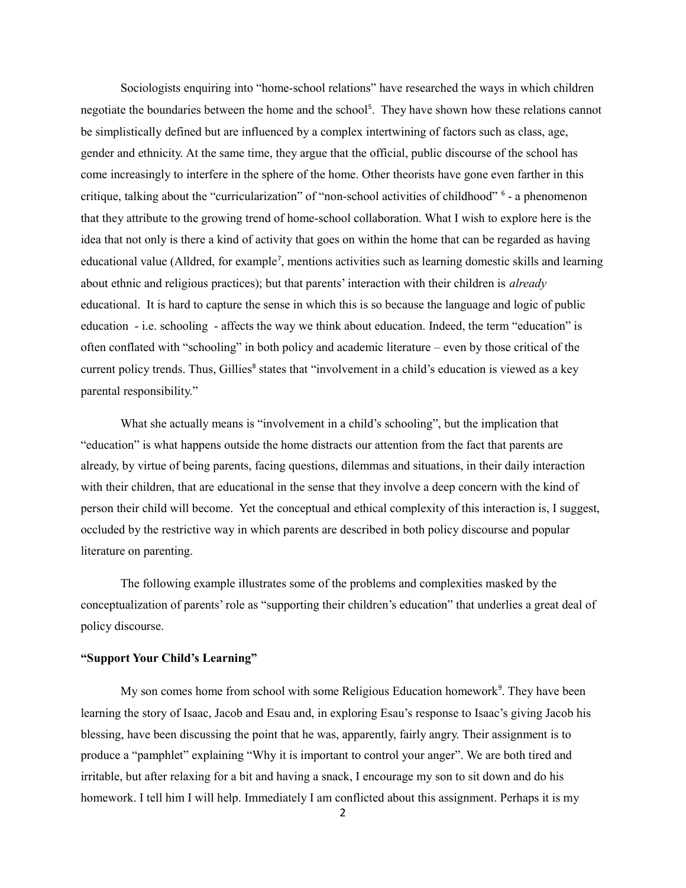Sociologists enquiring into "home-school relations" have researched the ways in which children negotiate the boundaries between the home and the school[5]. They have shown how these relations cannot be simplistically defined but are influenced by a complex intertwining of factors such as class, age, gender and ethnicity. At the same time, they argue that the official, public discourse of the school has come increasingly to interfere in the sphere of the home. Other theorists have gone even farther in this critique, talking about the "curricularization" of "non-school activities of childhood" [6] - a phenomenon that they attribute to the growing trend of home-school collaboration. What I wish to explore here is the idea that not only is there a kind of activity that goes on within the home that can be regarded as having educational value (Alldred, for example[7], mentions activities such as learning domestic skills and learning about ethnic and religious practices); but that parents' interaction with their children is *already* educational. It is hard to capture the sense in which this is so because the language and logic of public education - i.e. schooling - affects the way we think about education. Indeed, the term "education" is often conflated with "schooling" in both policy and academic literature – even by those critical of the current policy trends. Thus, Gillies[8] states that "involvement in a child's education is viewed as a key parental responsibility."

What she actually means is "involvement in a child's schooling", but the implication that "education" is what happens outside the home distracts our attention from the fact that parents are already, by virtue of being parents, facing questions, dilemmas and situations, in their daily interaction with their children, that are educational in the sense that they involve a deep concern with the kind of person their child will become. Yet the conceptual and ethical complexity of this interaction is, I suggest, occluded by the restrictive way in which parents are described in both policy discourse and popular literature on parenting.

The following example illustrates some of the problems and complexities masked by the conceptualization of parents' role as "supporting their children's education" that underlies a great deal of policy discourse.

**"Support Your Child's Learning"**

My son comes home from school with some Religious Education homework[9]. They have been learning the story of Isaac, Jacob and Esau and, in exploring Esau's response to Isaac's giving Jacob his blessing, have been discussing the point that he was, apparently, fairly angry. Their assignment is to produce a "pamphlet" explaining "Why it is important to control your anger". We are both tired and irritable, but after relaxing for a bit and having a snack, I encourage my son to sit down and do his homework. I tell him I will help. Immediately I am conflicted about this assignment. Perhaps it is my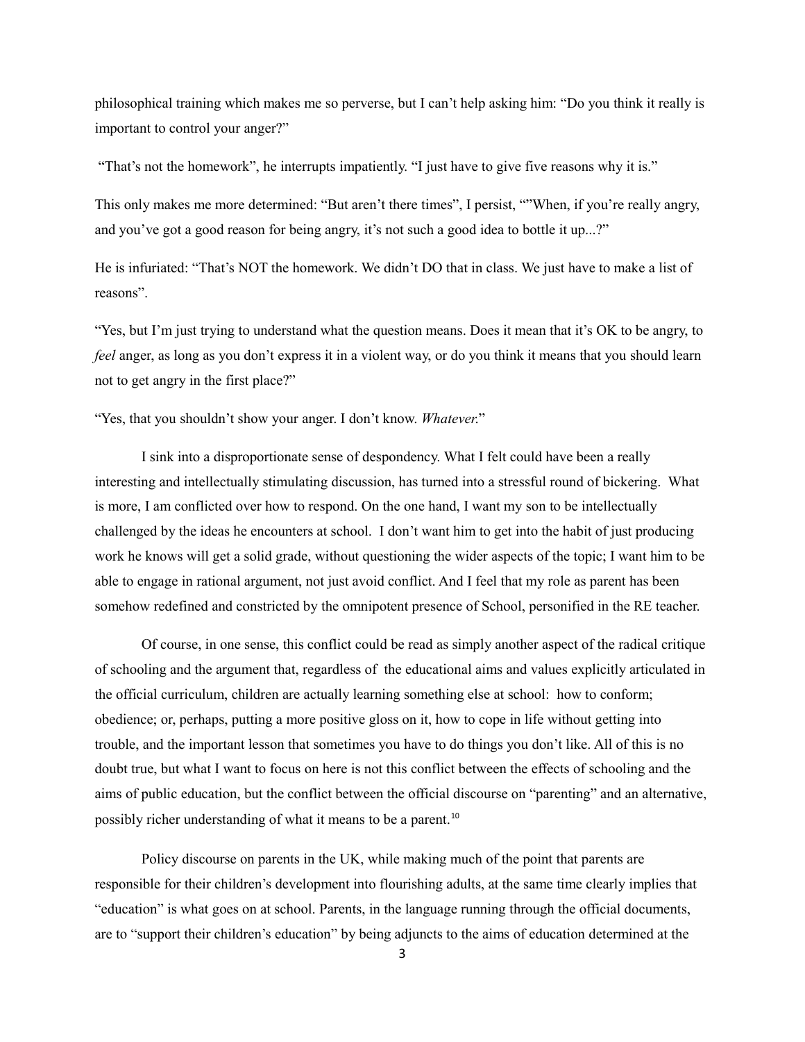philosophical training which makes me so perverse, but I can't help asking him: "Do you think it really is important to control your anger?"

"That's not the homework", he interrupts impatiently. "I just have to give five reasons why it is."

This only makes me more determined: "But aren't there times", I persist, ""When, if you're really angry, and you've got a good reason for being angry, it's not such a good idea to bottle it up...?"

He is infuriated: "That's NOT the homework. We didn't DO that in class. We just have to make a list of reasons".

"Yes, but I'm just trying to understand what the question means. Does it mean that it's OK to be angry, to *feel* anger, as long as you don't express it in a violent way, or do you think it means that you should learn not to get angry in the first place?"

"Yes, that you shouldn't show your anger. I don't know. *Whatever.*"

I sink into a disproportionate sense of despondency. What I felt could have been a really interesting and intellectually stimulating discussion, has turned into a stressful round of bickering. What is more, I am conflicted over how to respond. On the one hand, I want my son to be intellectually challenged by the ideas he encounters at school. I don't want him to get into the habit of just producing work he knows will get a solid grade, without questioning the wider aspects of the topic; I want him to be able to engage in rational argument, not just avoid conflict. And I feel that my role as parent has been somehow redefined and constricted by the omnipotent presence of School, personified in the RE teacher.

Of course, in one sense, this conflict could be read as simply another aspect of the radical critique of schooling and the argument that, regardless of the educational aims and values explicitly articulated in the official curriculum, children are actually learning something else at school: how to conform; obedience; or, perhaps, putting a more positive gloss on it, how to cope in life without getting into trouble, and the important lesson that sometimes you have to do things you don't like. All of this is no doubt true, but what I want to focus on here is not this conflict between the effects of schooling and the aims of public education, but the conflict between the official discourse on "parenting" and an alternative, possibly richer understanding of what it means to be a parent.[10]

Policy discourse on parents in the UK, while making much of the point that parents are responsible for their children's development into flourishing adults, at the same time clearly implies that "education" is what goes on at school. Parents, in the language running through the official documents, are to "support their children's education" by being adjuncts to the aims of education determined at the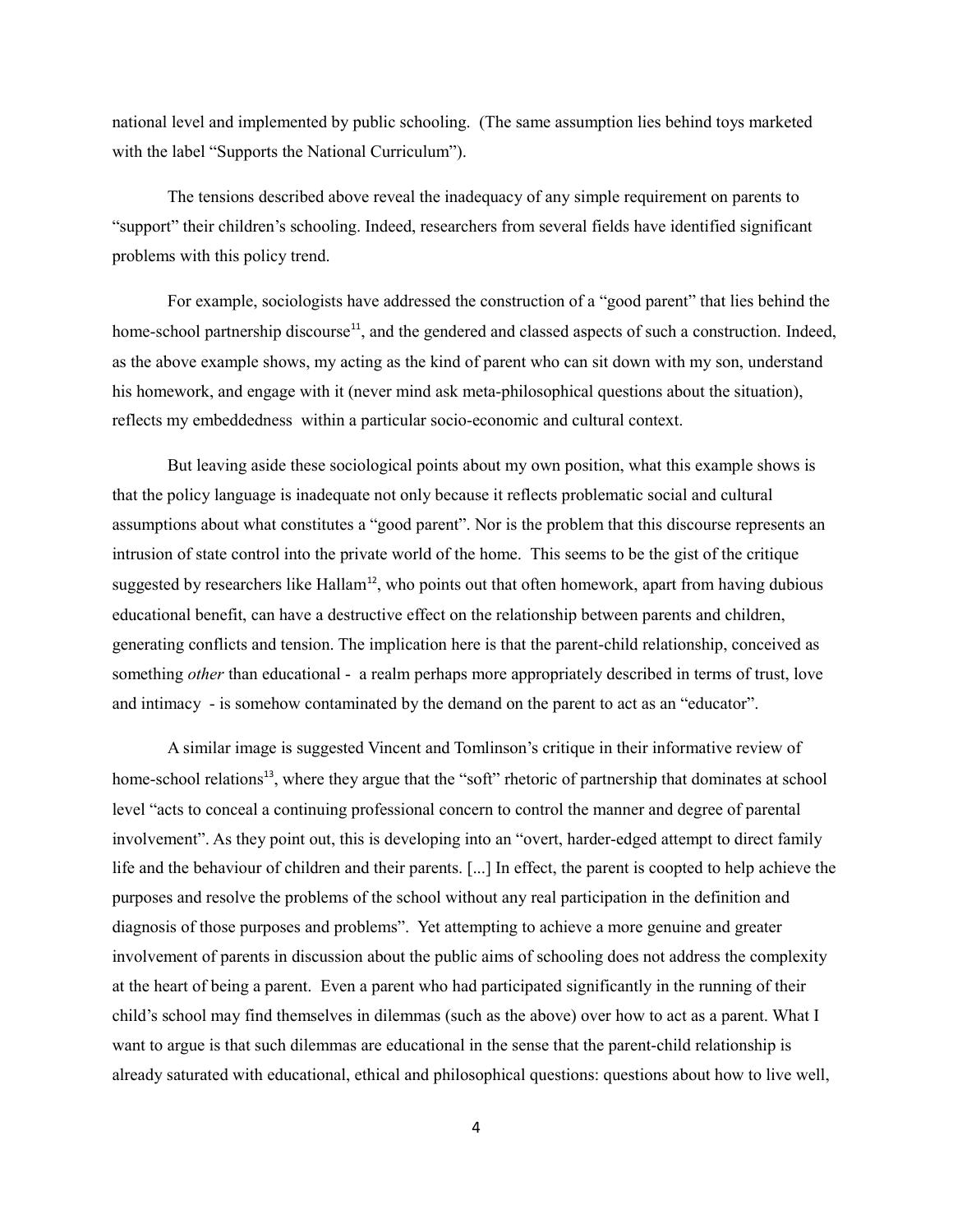national level and implemented by public schooling. (The same assumption lies behind toys marketed with the label "Supports the National Curriculum").

The tensions described above reveal the inadequacy of any simple requirement on parents to "support" their children's schooling. Indeed, researchers from several fields have identified significant problems with this policy trend.

For example, sociologists have addressed the construction of a "good parent" that lies behind the home-school partnership discourse[11], and the gendered and classed aspects of such a construction. Indeed, as the above example shows, my acting as the kind of parent who can sit down with my son, understand his homework, and engage with it (never mind ask meta-philosophical questions about the situation), reflects my embeddedness within a particular socio-economic and cultural context.

But leaving aside these sociological points about my own position, what this example shows is that the policy language is inadequate not only because it reflects problematic social and cultural assumptions about what constitutes a "good parent". Nor is the problem that this discourse represents an intrusion of state control into the private world of the home. This seems to be the gist of the critique suggested by researchers like Hallam[12], who points out that often homework, apart from having dubious educational benefit, can have a destructive effect on the relationship between parents and children, generating conflicts and tension. The implication here is that the parent-child relationship, conceived as something *other* than educational - a realm perhaps more appropriately described in terms of trust, love and intimacy - is somehow contaminated by the demand on the parent to act as an "educator".

A similar image is suggested Vincent and Tomlinson's critique in their informative review of home-school relations[13], where they argue that the "soft" rhetoric of partnership that dominates at school level "acts to conceal a continuing professional concern to control the manner and degree of parental involvement". As they point out, this is developing into an "overt, harder-edged attempt to direct family life and the behaviour of children and their parents. [...] In effect, the parent is coopted to help achieve the purposes and resolve the problems of the school without any real participation in the definition and diagnosis of those purposes and problems". Yet attempting to achieve a more genuine and greater involvement of parents in discussion about the public aims of schooling does not address the complexity at the heart of being a parent. Even a parent who had participated significantly in the running of their child's school may find themselves in dilemmas (such as the above) over how to act as a parent. What I want to argue is that such dilemmas are educational in the sense that the parent-child relationship is already saturated with educational, ethical and philosophical questions: questions about how to live well,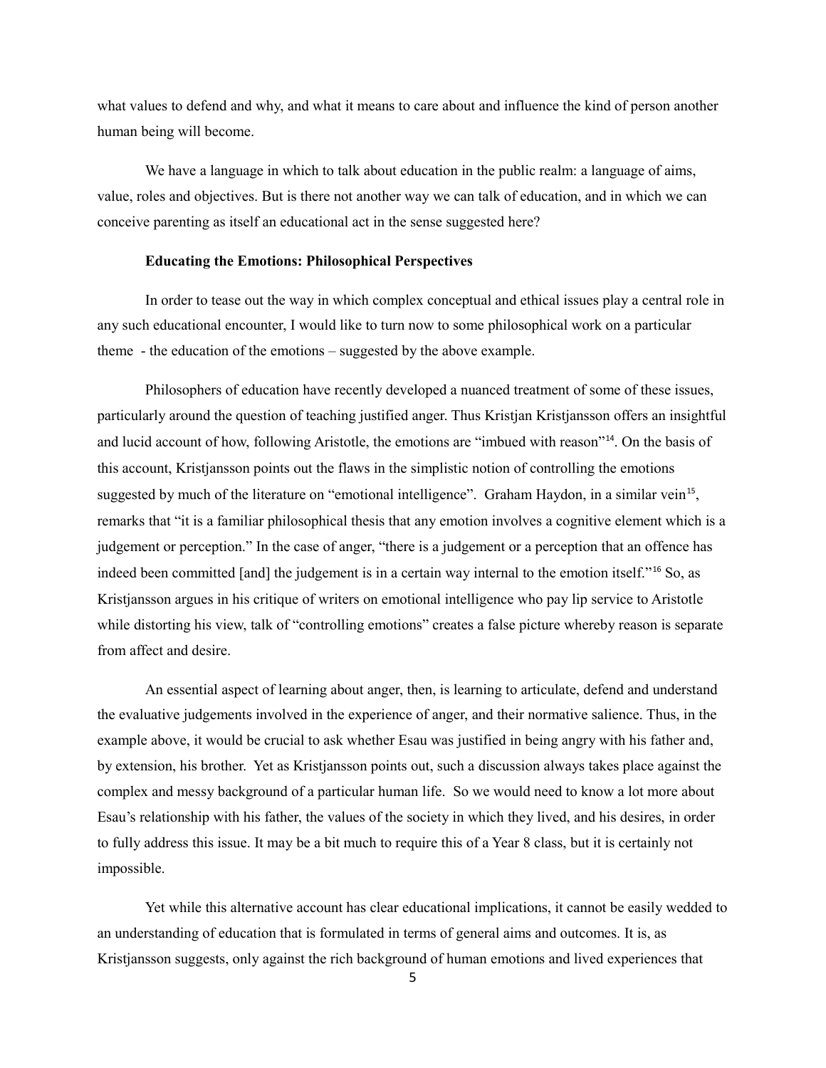what values to defend and why, and what it means to care about and influence the kind of person another human being will become.

We have a language in which to talk about education in the public realm: a language of aims, value, roles and objectives. But is there not another way we can talk of education, and in which we can conceive parenting as itself an educational act in the sense suggested here?

**Educating the Emotions: Philosophical Perspectives**

In order to tease out the way in which complex conceptual and ethical issues play a central role in any such educational encounter, I would like to turn now to some philosophical work on a particular theme - the education of the emotions – suggested by the above example.

Philosophers of education have recently developed a nuanced treatment of some of these issues, particularly around the question of teaching justified anger. Thus Kristjan Kristjansson offers an insightful and lucid account of how, following Aristotle, the emotions are "imbued with reason"[14]. On the basis of this account, Kristjansson points out the flaws in the simplistic notion of controlling the emotions suggested by much of the literature on "emotional intelligence". Graham Haydon, in a similar vein[15], remarks that "it is a familiar philosophical thesis that any emotion involves a cognitive element which is a judgement or perception." In the case of anger, "there is a judgement or a perception that an offence has indeed been committed [and] the judgement is in a certain way internal to the emotion itself."[16] So, as Kristjansson argues in his critique of writers on emotional intelligence who pay lip service to Aristotle while distorting his view, talk of "controlling emotions" creates a false picture whereby reason is separate from affect and desire.

An essential aspect of learning about anger, then, is learning to articulate, defend and understand the evaluative judgements involved in the experience of anger, and their normative salience. Thus, in the example above, it would be crucial to ask whether Esau was justified in being angry with his father and, by extension, his brother. Yet as Kristjansson points out, such a discussion always takes place against the complex and messy background of a particular human life. So we would need to know a lot more about Esau's relationship with his father, the values of the society in which they lived, and his desires, in order to fully address this issue. It may be a bit much to require this of a Year 8 class, but it is certainly not impossible.

Yet while this alternative account has clear educational implications, it cannot be easily wedded to an understanding of education that is formulated in terms of general aims and outcomes. It is, as Kristjansson suggests, only against the rich background of human emotions and lived experiences that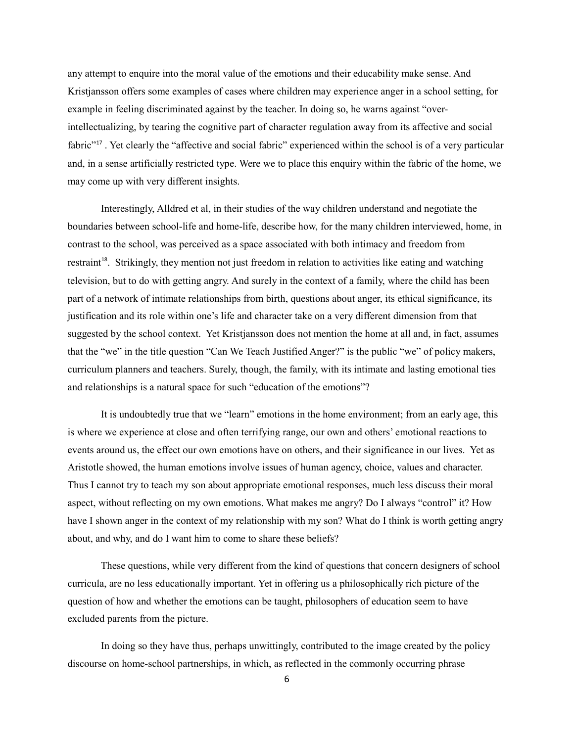any attempt to enquire into the moral value of the emotions and their educability make sense. And Kristjansson offers some examples of cases where children may experience anger in a school setting, for example in feeling discriminated against by the teacher. In doing so, he warns against "over-intellectualizing, by tearing the cognitive part of character regulation away from its affective and social fabric"[17] . Yet clearly the "affective and social fabric" experienced within the school is of a very particular and, in a sense artificially restricted type. Were we to place this enquiry within the fabric of the home, we may come up with very different insights.

Interestingly, Alldred et al, in their studies of the way children understand and negotiate the boundaries between school-life and home-life, describe how, for the many children interviewed, home, in contrast to the school, was perceived as a space associated with both intimacy and freedom from restraint[18]. Strikingly, they mention not just freedom in relation to activities like eating and watching television, but to do with getting angry. And surely in the context of a family, where the child has been part of a network of intimate relationships from birth, questions about anger, its ethical significance, its justification and its role within one's life and character take on a very different dimension from that suggested by the school context. Yet Kristjansson does not mention the home at all and, in fact, assumes that the "we" in the title question "Can We Teach Justified Anger?" is the public "we" of policy makers, curriculum planners and teachers. Surely, though, the family, with its intimate and lasting emotional ties and relationships is a natural space for such "education of the emotions"?

It is undoubtedly true that we "learn" emotions in the home environment; from an early age, this is where we experience at close and often terrifying range, our own and others' emotional reactions to events around us, the effect our own emotions have on others, and their significance in our lives. Yet as Aristotle showed, the human emotions involve issues of human agency, choice, values and character. Thus I cannot try to teach my son about appropriate emotional responses, much less discuss their moral aspect, without reflecting on my own emotions. What makes me angry? Do I always "control" it? How have I shown anger in the context of my relationship with my son? What do I think is worth getting angry about, and why, and do I want him to come to share these beliefs?

These questions, while very different from the kind of questions that concern designers of school curricula, are no less educationally important. Yet in offering us a philosophically rich picture of the question of how and whether the emotions can be taught, philosophers of education seem to have excluded parents from the picture.

In doing so they have thus, perhaps unwittingly, contributed to the image created by the policy discourse on home-school partnerships, in which, as reflected in the commonly occurring phrase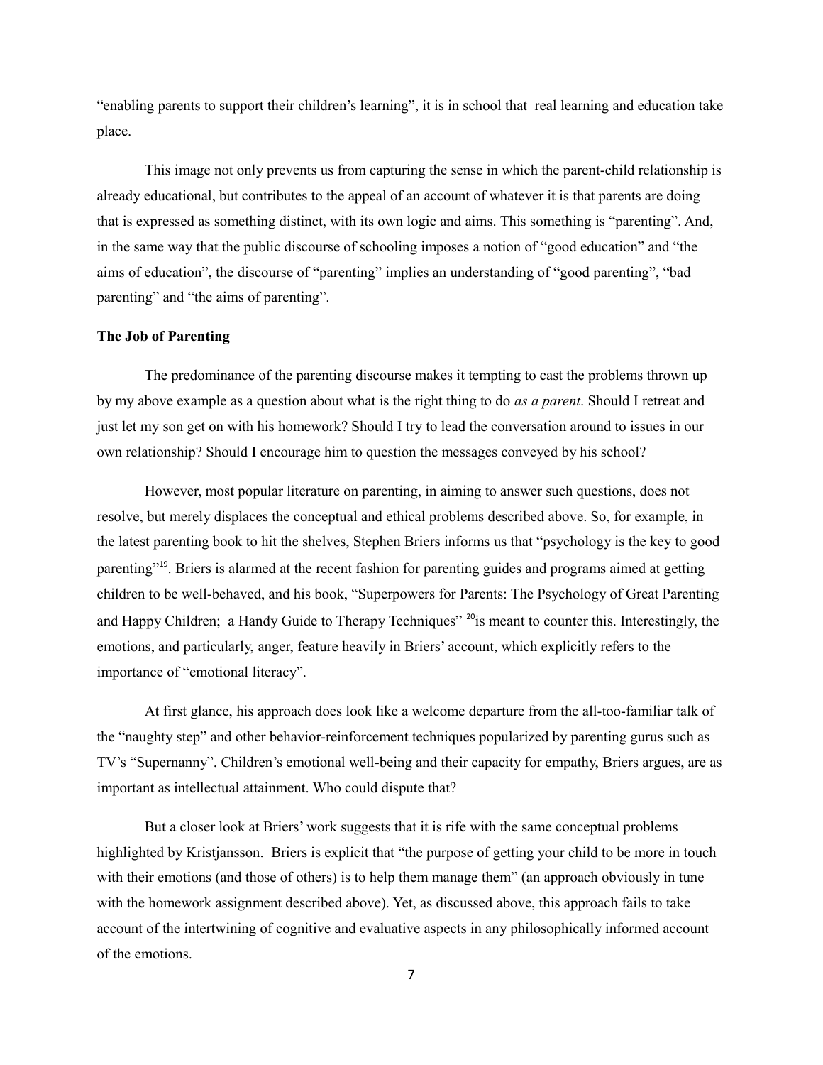"enabling parents to support their children's learning", it is in school that real learning and education take place.

This image not only prevents us from capturing the sense in which the parent-child relationship is already educational, but contributes to the appeal of an account of whatever it is that parents are doing that is expressed as something distinct, with its own logic and aims. This something is "parenting". And, in the same way that the public discourse of schooling imposes a notion of "good education" and "the aims of education", the discourse of "parenting" implies an understanding of "good parenting", "bad parenting" and "the aims of parenting".

**The Job of Parenting**

The predominance of the parenting discourse makes it tempting to cast the problems thrown up by my above example as a question about what is the right thing to do *as a parent*. Should I retreat and just let my son get on with his homework? Should I try to lead the conversation around to issues in our own relationship? Should I encourage him to question the messages conveyed by his school?

However, most popular literature on parenting, in aiming to answer such questions, does not resolve, but merely displaces the conceptual and ethical problems described above. So, for example, in the latest parenting book to hit the shelves, Stephen Briers informs us that "psychology is the key to good parenting"[19]. Briers is alarmed at the recent fashion for parenting guides and programs aimed at getting children to be well-behaved, and his book, "Superpowers for Parents: The Psychology of Great Parenting and Happy Children; a Handy Guide to Therapy Techniques" [20]is meant to counter this. Interestingly, the emotions, and particularly, anger, feature heavily in Briers' account, which explicitly refers to the importance of "emotional literacy".

At first glance, his approach does look like a welcome departure from the all-too-familiar talk of the "naughty step" and other behavior-reinforcement techniques popularized by parenting gurus such as TV's "Supernanny". Children's emotional well-being and their capacity for empathy, Briers argues, are as important as intellectual attainment. Who could dispute that?

But a closer look at Briers' work suggests that it is rife with the same conceptual problems highlighted by Kristjansson. Briers is explicit that "the purpose of getting your child to be more in touch with their emotions (and those of others) is to help them manage them" (an approach obviously in tune with the homework assignment described above). Yet, as discussed above, this approach fails to take account of the intertwining of cognitive and evaluative aspects in any philosophically informed account of the emotions.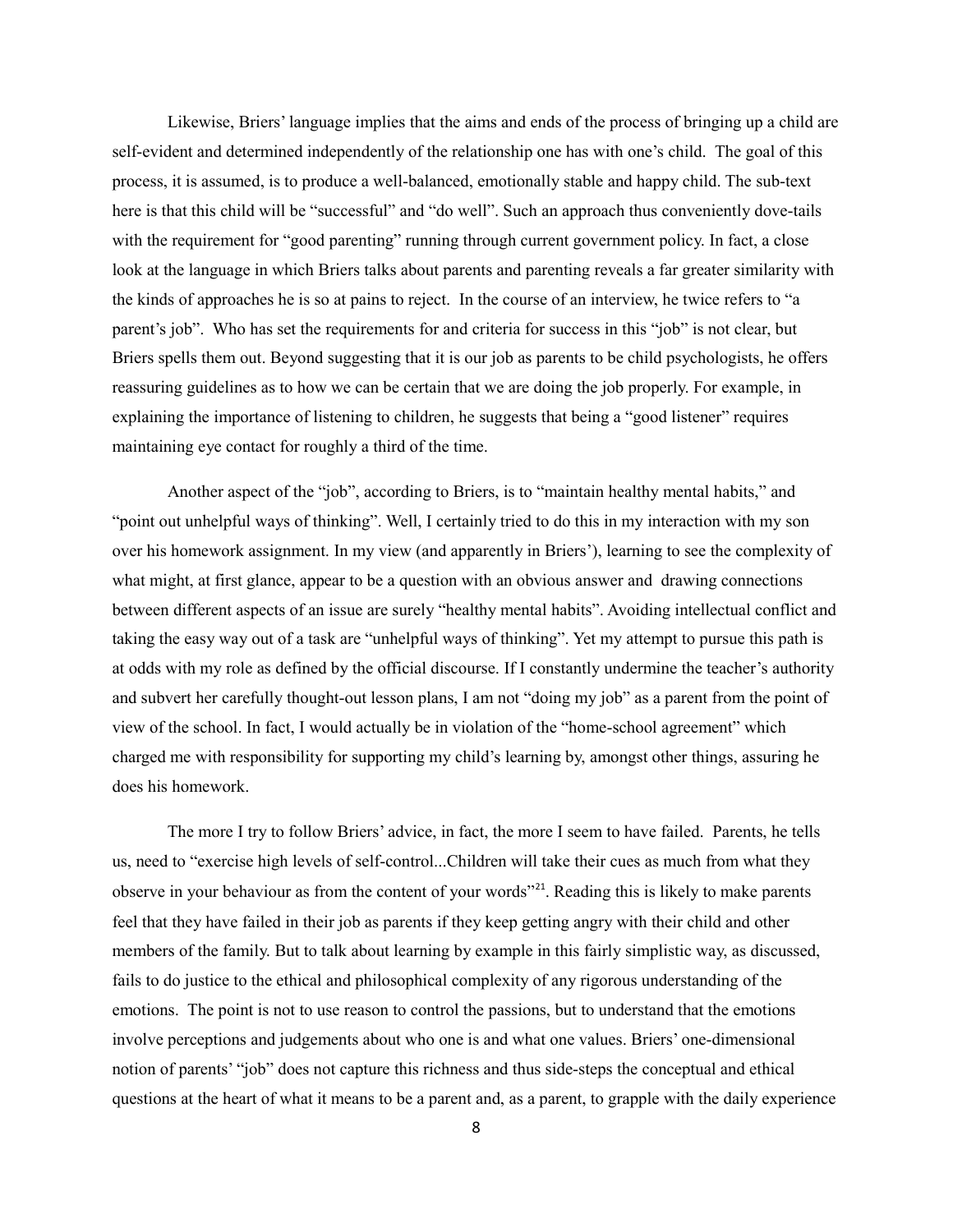Likewise, Briers' language implies that the aims and ends of the process of bringing up a child are self-evident and determined independently of the relationship one has with one's child. The goal of this process, it is assumed, is to produce a well-balanced, emotionally stable and happy child. The sub-text here is that this child will be "successful" and "do well". Such an approach thus conveniently dove-tails with the requirement for "good parenting" running through current government policy. In fact, a close look at the language in which Briers talks about parents and parenting reveals a far greater similarity with the kinds of approaches he is so at pains to reject. In the course of an interview, he twice refers to "a parent's job". Who has set the requirements for and criteria for success in this "job" is not clear, but Briers spells them out. Beyond suggesting that it is our job as parents to be child psychologists, he offers reassuring guidelines as to how we can be certain that we are doing the job properly. For example, in explaining the importance of listening to children, he suggests that being a "good listener" requires maintaining eye contact for roughly a third of the time.

Another aspect of the "job", according to Briers, is to "maintain healthy mental habits," and "point out unhelpful ways of thinking". Well, I certainly tried to do this in my interaction with my son over his homework assignment. In my view (and apparently in Briers'), learning to see the complexity of what might, at first glance, appear to be a question with an obvious answer and drawing connections between different aspects of an issue are surely "healthy mental habits". Avoiding intellectual conflict and taking the easy way out of a task are "unhelpful ways of thinking". Yet my attempt to pursue this path is at odds with my role as defined by the official discourse. If I constantly undermine the teacher's authority and subvert her carefully thought-out lesson plans, I am not "doing my job" as a parent from the point of view of the school. In fact, I would actually be in violation of the "home-school agreement" which charged me with responsibility for supporting my child's learning by, amongst other things, assuring he does his homework.

The more I try to follow Briers' advice, in fact, the more I seem to have failed. Parents, he tells us, need to "exercise high levels of self-control...Children will take their cues as much from what they observe in your behaviour as from the content of your words"[21]. Reading this is likely to make parents feel that they have failed in their job as parents if they keep getting angry with their child and other members of the family. But to talk about learning by example in this fairly simplistic way, as discussed, fails to do justice to the ethical and philosophical complexity of any rigorous understanding of the emotions. The point is not to use reason to control the passions, but to understand that the emotions involve perceptions and judgements about who one is and what one values. Briers' one-dimensional notion of parents' "job" does not capture this richness and thus side-steps the conceptual and ethical questions at the heart of what it means to be a parent and, as a parent, to grapple with the daily experience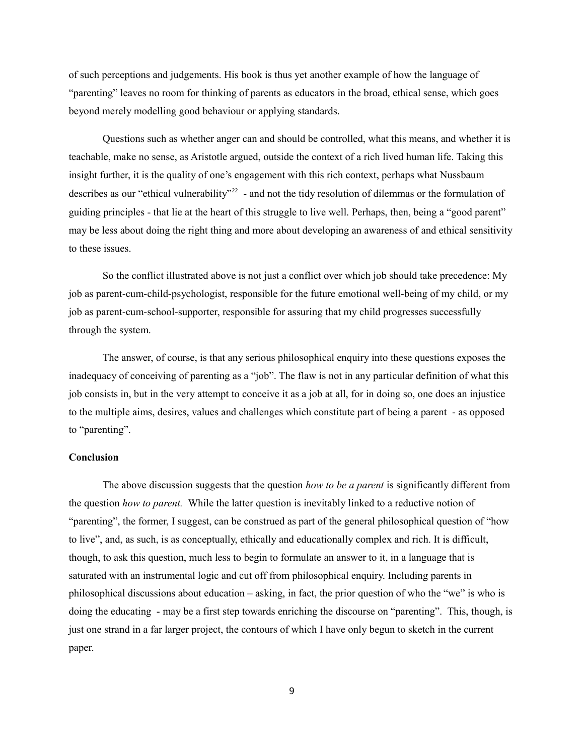of such perceptions and judgements. His book is thus yet another example of how the language of "parenting" leaves no room for thinking of parents as educators in the broad, ethical sense, which goes beyond merely modelling good behaviour or applying standards.

Questions such as whether anger can and should be controlled, what this means, and whether it is teachable, make no sense, as Aristotle argued, outside the context of a rich lived human life. Taking this insight further, it is the quality of one's engagement with this rich context, perhaps what Nussbaum describes as our "ethical vulnerability"[22] - and not the tidy resolution of dilemmas or the formulation of guiding principles - that lie at the heart of this struggle to live well. Perhaps, then, being a "good parent" may be less about doing the right thing and more about developing an awareness of and ethical sensitivity to these issues.

So the conflict illustrated above is not just a conflict over which job should take precedence: My job as parent-cum-child-psychologist, responsible for the future emotional well-being of my child, or my job as parent-cum-school-supporter, responsible for assuring that my child progresses successfully through the system.

The answer, of course, is that any serious philosophical enquiry into these questions exposes the inadequacy of conceiving of parenting as a "job". The flaw is not in any particular definition of what this job consists in, but in the very attempt to conceive it as a job at all, for in doing so, one does an injustice to the multiple aims, desires, values and challenges which constitute part of being a parent - as opposed to "parenting".

**Conclusion**

The above discussion suggests that the question *how to be a parent* is significantly different from the question *how to parent.* While the latter question is inevitably linked to a reductive notion of "parenting", the former, I suggest, can be construed as part of the general philosophical question of "how to live", and, as such, is as conceptually, ethically and educationally complex and rich. It is difficult, though, to ask this question, much less to begin to formulate an answer to it, in a language that is saturated with an instrumental logic and cut off from philosophical enquiry. Including parents in philosophical discussions about education – asking, in fact, the prior question of who the "we" is who is doing the educating - may be a first step towards enriching the discourse on "parenting". This, though, is just one strand in a far larger project, the contours of which I have only begun to sketch in the current paper.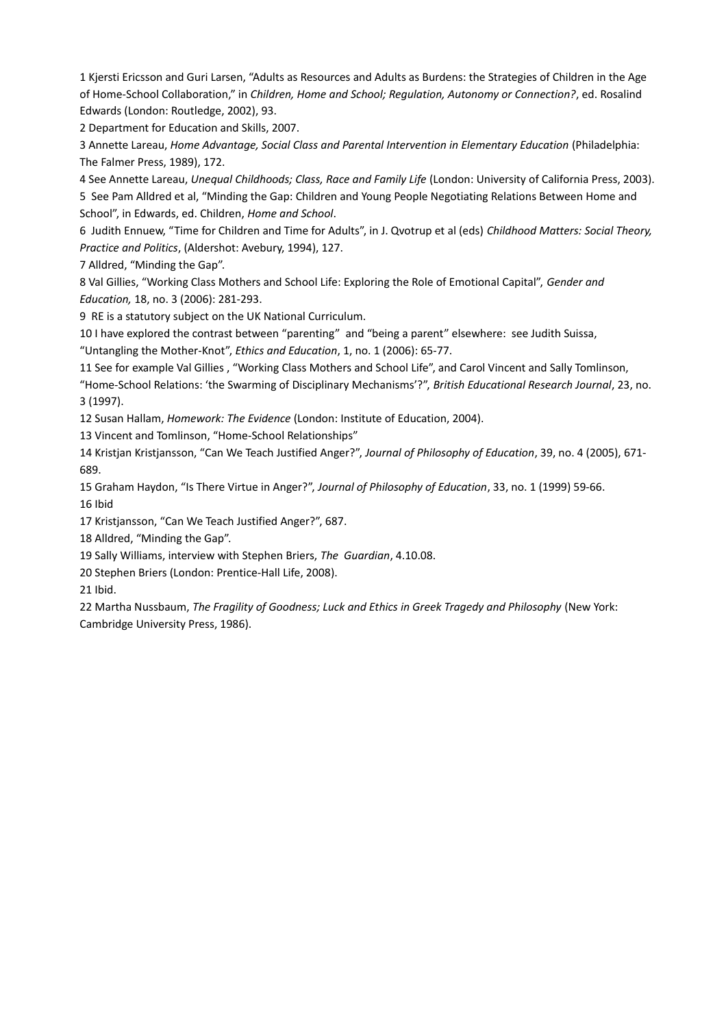1 Kjersti Ericsson and Guri Larsen, "Adults as Resources and Adults as Burdens: the Strategies of Children in the Age of Home-School Collaboration," in *Children, Home and School; Regulation, Autonomy or Connection?*, ed. Rosalind Edwards (London: Routledge, 2002), 93.

2 Department for Education and Skills, 2007.

3 Annette Lareau, *Home Advantage, Social Class and Parental Intervention in Elementary Education* (Philadelphia: The Falmer Press, 1989), 172.

4 See Annette Lareau, *Unequal Childhoods; Class, Race and Family Life* (London: University of California Press, 2003).

5 See Pam Alldred et al, "Minding the Gap: Children and Young People Negotiating Relations Between Home and School", in Edwards, ed. Children, *Home and School*.

6 Judith Ennuew, "Time for Children and Time for Adults", in J. Qvotrup et al (eds) *Childhood Matters: Social Theory, Practice and Politics*, (Aldershot: Avebury, 1994), 127.

7 Alldred, "Minding the Gap".

8 Val Gillies, "Working Class Mothers and School Life: Exploring the Role of Emotional Capital", *Gender and Education,* 18, no. 3 (2006): 281-293.

9 RE is a statutory subject on the UK National Curriculum.

10 I have explored the contrast between "parenting" and "being a parent" elsewhere: see Judith Suissa, "Untangling the Mother-Knot", *Ethics and Education*, 1, no. 1 (2006): 65-77.

11 See for example Val Gillies , "Working Class Mothers and School Life", and Carol Vincent and Sally Tomlinson, "Home-School Relations: 'the Swarming of Disciplinary Mechanisms'?", *British Educational Research Journal*, 23, no. 3 (1997).

12 Susan Hallam, *Homework: The Evidence* (London: Institute of Education, 2004).

13 Vincent and Tomlinson, "Home-School Relationships"

14 Kristjan Kristjansson, "Can We Teach Justified Anger?", *Journal of Philosophy of Education*, 39, no. 4 (2005), 671-689.

15 Graham Haydon, "Is There Virtue in Anger?", *Journal of Philosophy of Education*, 33, no. 1 (1999) 59-66.

16 Ibid

17 Kristjansson, "Can We Teach Justified Anger?", 687.

18 Alldred, "Minding the Gap".

19 Sally Williams, interview with Stephen Briers, *The Guardian*, 4.10.08.

20 Stephen Briers (London: Prentice-Hall Life, 2008).

21 Ibid.

22 Martha Nussbaum, *The Fragility of Goodness; Luck and Ethics in Greek Tragedy and Philosophy* (New York: Cambridge University Press, 1986).